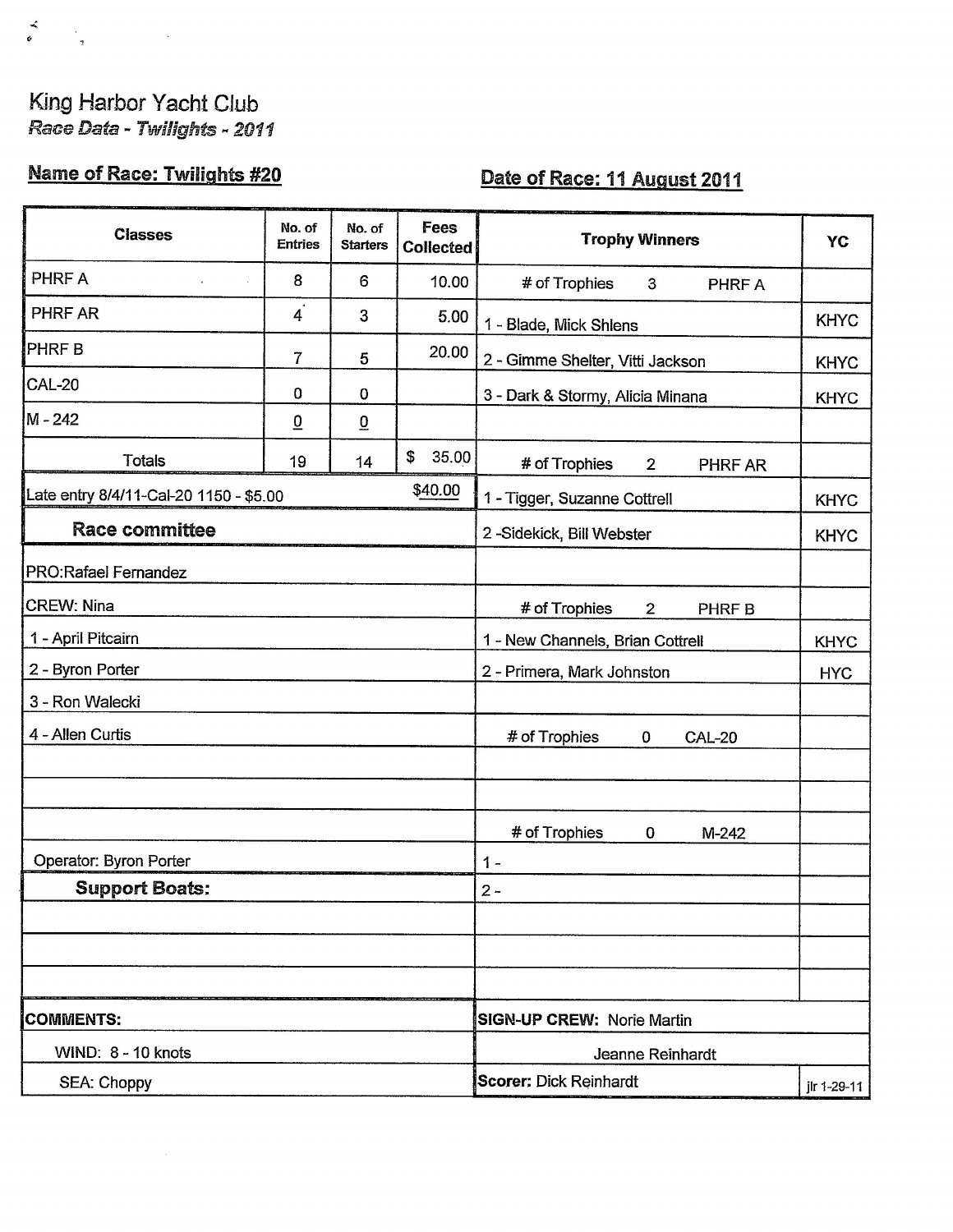King Harbor Yacht Club

*Race Data - Twilights - 2011*

**Name of Race: Twilights #20**

**Date of Race: 11 August 2011**

| Classes | No. of Entries | No. of Starters | Fees Collected |
|---|---|---|---|
| PHRF A | 8 | 6 | 10.00 |
| PHRF AR | 4 | 3 | 5.00 |
| PHRF B | 7 | 5 | 20.00 |
| CAL-20 | 0 | 0 | |
| M - 242 | 0 | 0 | |
| Totals | 19 | 14 | $ 35.00 |
| Late entry 8/4/11-Cal-20 1150 - $5.00 | | | $40.00 |

**Race committee**

PRO: Rafael Fernandez

CREW: Nina

1 - April Pitcairn

2 - Byron Porter

3 - Ron Walecki

4 - Allen Curtis

Operator: Byron Porter

**Support Boats:**

| Trophy Winners | YC |
|---|---|
| # of Trophies 3 PHRF A | |
| 1 - Blade, Mick Shlens | KHYC |
| 2 - Gimme Shelter, Vitti Jackson | KHYC |
| 3 - Dark & Stormy, Alicia Minana | KHYC |
| | |
| # of Trophies 2 PHRF AR | |
| 1 - Tigger, Suzanne Cottrell | KHYC |
| 2 -Sidekick, Bill Webster | KHYC |
| | |
| # of Trophies 2 PHRF B | |
| 1 - New Channels, Brian Cottrell | KHYC |
| 2 - Primera, Mark Johnston | HYC |
| | |
| # of Trophies 0 CAL-20 | |
| | |
| | |
| # of Trophies 0 M-242 | |
| 1 - | |
| 2 - | |

**COMMENTS:**

WIND: 8 - 10 knots

SEA: Choppy

**SIGN-UP CREW:** Norie Martin

Jeanne Reinhardt

**Scorer:** Dick Reinhardt

jlr 1-29-11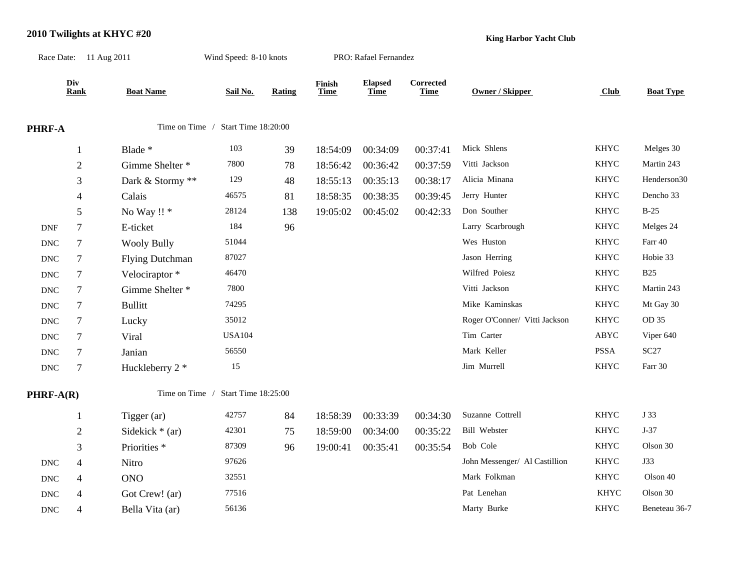## 2010 Twilights at KHYC #20

**King Harbor Yacht Club**

Race Date: 11 Aug 2011 &nbsp;&nbsp;&nbsp; Wind Speed: 8-10 knots &nbsp;&nbsp;&nbsp; PRO: Rafael Fernandez

### PHRF-A

Time on Time / Start Time 18:20:00

| | Div Rank | Boat Name | Sail No. | Rating | Finish Time | Elapsed Time | Corrected Time | Owner / Skipper | Club | Boat Type |
|---|---|---|---|---|---|---|---|---|---|---|
| | 1 | Blade * | 103 | 39 | 18:54:09 | 00:34:09 | 00:37:41 | Mick Shlens | KHYC | Melges 30 |
| | 2 | Gimme Shelter * | 7800 | 78 | 18:56:42 | 00:36:42 | 00:37:59 | Vitti Jackson | KHYC | Martin 243 |
| | 3 | Dark & Stormy ** | 129 | 48 | 18:55:13 | 00:35:13 | 00:38:17 | Alicia Minana | KHYC | Henderson30 |
| | 4 | Calais | 46575 | 81 | 18:58:35 | 00:38:35 | 00:39:45 | Jerry Hunter | KHYC | Dencho 33 |
| | 5 | No Way !! * | 28124 | 138 | 19:05:02 | 00:45:02 | 00:42:33 | Don Souther | KHYC | B-25 |
| DNF | 7 | E-ticket | 184 | 96 | | | | Larry Scarbrough | KHYC | Melges 24 |
| DNC | 7 | Wooly Bully | 51044 | | | | | Wes Huston | KHYC | Farr 40 |
| DNC | 7 | Flying Dutchman | 87027 | | | | | Jason Herring | KHYC | Hobie 33 |
| DNC | 7 | Velociraptor * | 46470 | | | | | Wilfred Poiesz | KHYC | B25 |
| DNC | 7 | Gimme Shelter * | 7800 | | | | | Vitti Jackson | KHYC | Martin 243 |
| DNC | 7 | Bullitt | 74295 | | | | | Mike Kaminskas | KHYC | Mt Gay 30 |
| DNC | 7 | Lucky | 35012 | | | | | Roger O'Conner/ Vitti Jackson | KHYC | OD 35 |
| DNC | 7 | Viral | USA104 | | | | | Tim Carter | ABYC | Viper 640 |
| DNC | 7 | Janian | 56550 | | | | | Mark Keller | PSSA | SC27 |
| DNC | 7 | Huckleberry 2 * | 15 | | | | | Jim Murrell | KHYC | Farr 30 |

### PHRF-A(R)

Time on Time / Start Time 18:25:00

| | Div Rank | Boat Name | Sail No. | Rating | Finish Time | Elapsed Time | Corrected Time | Owner / Skipper | Club | Boat Type |
|---|---|---|---|---|---|---|---|---|---|---|
| | 1 | Tigger (ar) | 42757 | 84 | 18:58:39 | 00:33:39 | 00:34:30 | Suzanne Cottrell | KHYC | J 33 |
| | 2 | Sidekick * (ar) | 42301 | 75 | 18:59:00 | 00:34:00 | 00:35:22 | Bill Webster | KHYC | J-37 |
| | 3 | Priorities * | 87309 | 96 | 19:00:41 | 00:35:41 | 00:35:54 | Bob Cole | KHYC | Olson 30 |
| DNC | 4 | Nitro | 97626 | | | | | John Messenger/ Al Castillion | KHYC | J33 |
| DNC | 4 | ONO | 32551 | | | | | Mark Folkman | KHYC | Olson 40 |
| DNC | 4 | Got Crew! (ar) | 77516 | | | | | Pat Lenehan | KHYC | Olson 30 |
| DNC | 4 | Bella Vita (ar) | 56136 | | | | | Marty Burke | KHYC | Beneteau 36-7 |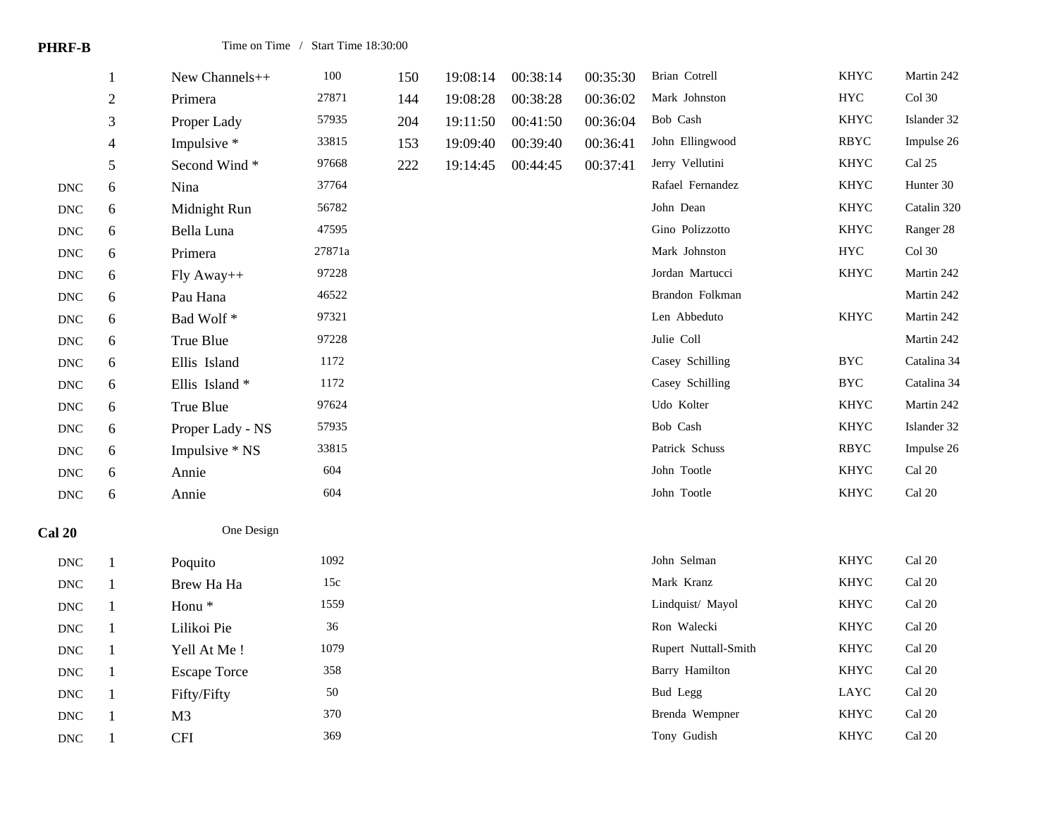**PHRF-B** Time on Time / Start Time 18:30:00

| | Place | Boat | Sail # | Rating | Finish | Elapsed | Corrected | Skipper | Club | Boat Type |
|---|---|---|---|---|---|---|---|---|---|---|
| | 1 | New Channels++ | 100 | 150 | 19:08:14 | 00:38:14 | 00:35:30 | Brian Cotrell | KHYC | Martin 242 |
| | 2 | Primera | 27871 | 144 | 19:08:28 | 00:38:28 | 00:36:02 | Mark Johnston | HYC | Col 30 |
| | 3 | Proper Lady | 57935 | 204 | 19:11:50 | 00:41:50 | 00:36:04 | Bob Cash | KHYC | Islander 32 |
| | 4 | Impulsive * | 33815 | 153 | 19:09:40 | 00:39:40 | 00:36:41 | John Ellingwood | RBYC | Impulse 26 |
| | 5 | Second Wind * | 97668 | 222 | 19:14:45 | 00:44:45 | 00:37:41 | Jerry Vellutini | KHYC | Cal 25 |
| DNC | 6 | Nina | 37764 | | | | | Rafael Fernandez | KHYC | Hunter 30 |
| DNC | 6 | Midnight Run | 56782 | | | | | John Dean | KHYC | Catalin 320 |
| DNC | 6 | Bella Luna | 47595 | | | | | Gino Polizzotto | KHYC | Ranger 28 |
| DNC | 6 | Primera | 27871a | | | | | Mark Johnston | HYC | Col 30 |
| DNC | 6 | Fly Away++ | 97228 | | | | | Jordan Martucci | KHYC | Martin 242 |
| DNC | 6 | Pau Hana | 46522 | | | | | Brandon Folkman | | Martin 242 |
| DNC | 6 | Bad Wolf * | 97321 | | | | | Len Abbeduto | KHYC | Martin 242 |
| DNC | 6 | True Blue | 97228 | | | | | Julie Coll | | Martin 242 |
| DNC | 6 | Ellis Island | 1172 | | | | | Casey Schilling | BYC | Catalina 34 |
| DNC | 6 | Ellis Island * | 1172 | | | | | Casey Schilling | BYC | Catalina 34 |
| DNC | 6 | True Blue | 97624 | | | | | Udo Kolter | KHYC | Martin 242 |
| DNC | 6 | Proper Lady - NS | 57935 | | | | | Bob Cash | KHYC | Islander 32 |
| DNC | 6 | Impulsive * NS | 33815 | | | | | Patrick Schuss | RBYC | Impulse 26 |
| DNC | 6 | Annie | 604 | | | | | John Tootle | KHYC | Cal 20 |
| DNC | 6 | Annie | 604 | | | | | John Tootle | KHYC | Cal 20 |

**Cal 20** One Design

| | Place | Boat | Sail # | Skipper | Club | Boat Type |
|---|---|---|---|---|---|---|
| DNC | 1 | Poquito | 1092 | John Selman | KHYC | Cal 20 |
| DNC | 1 | Brew Ha Ha | 15c | Mark Kranz | KHYC | Cal 20 |
| DNC | 1 | Honu * | 1559 | Lindquist/ Mayol | KHYC | Cal 20 |
| DNC | 1 | Lilikoi Pie | 36 | Ron Walecki | KHYC | Cal 20 |
| DNC | 1 | Yell At Me ! | 1079 | Rupert Nuttall-Smith | KHYC | Cal 20 |
| DNC | 1 | Escape Torce | 358 | Barry Hamilton | KHYC | Cal 20 |
| DNC | 1 | Fifty/Fifty | 50 | Bud Legg | LAYC | Cal 20 |
| DNC | 1 | M3 | 370 | Brenda Wempner | KHYC | Cal 20 |
| DNC | 1 | CFI | 369 | Tony Gudish | KHYC | Cal 20 |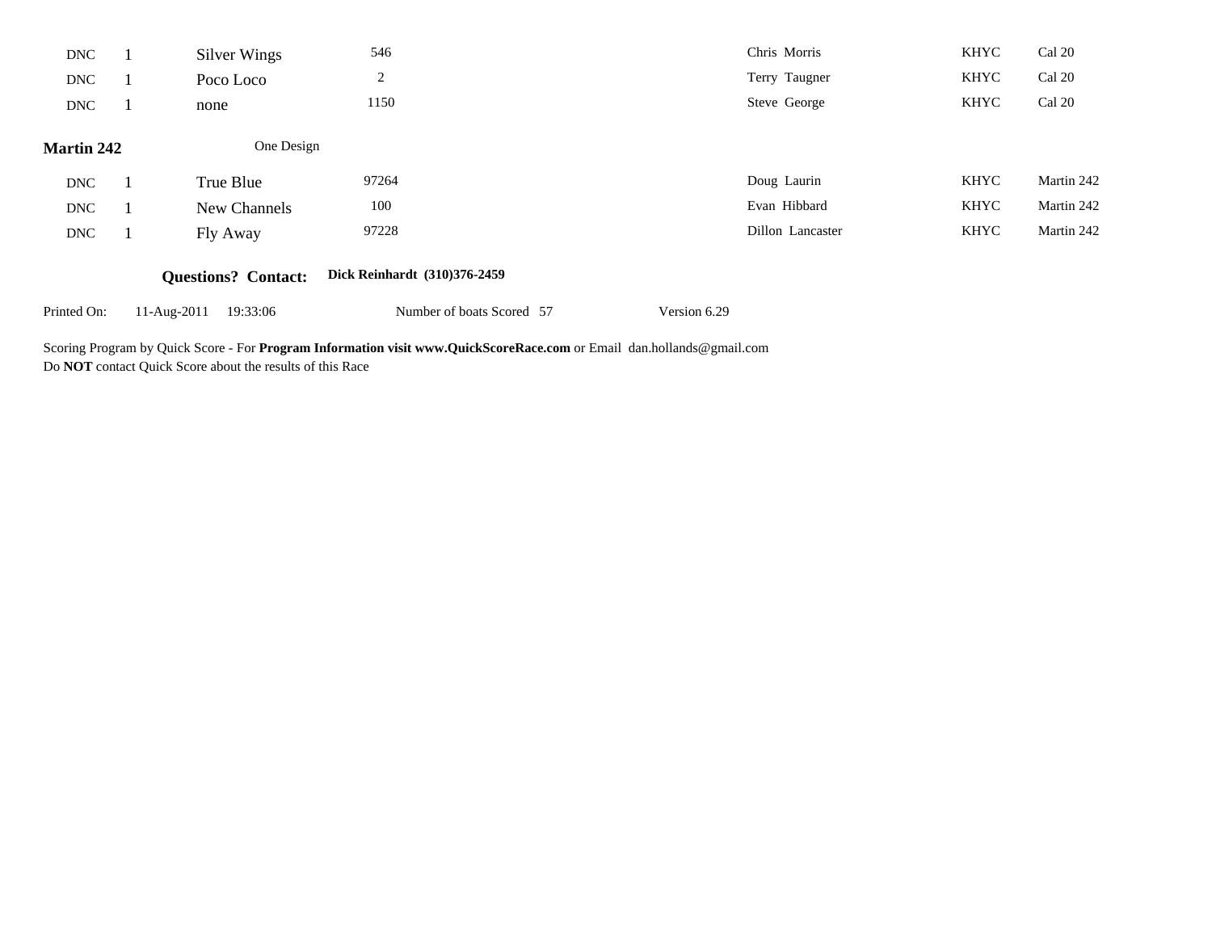| | | | | | | |
|---|---|---|---|---|---|---|
| DNC | 1 | Silver Wings | 546 | Chris Morris | KHYC | Cal 20 |
| DNC | 1 | Poco Loco | 2 | Terry Taugner | KHYC | Cal 20 |
| DNC | 1 | none | 1150 | Steve George | KHYC | Cal 20 |

**Martin 242** One Design

| | | | | | | |
|---|---|---|---|---|---|---|
| DNC | 1 | True Blue | 97264 | Doug Laurin | KHYC | Martin 242 |
| DNC | 1 | New Channels | 100 | Evan Hibbard | KHYC | Martin 242 |
| DNC | 1 | Fly Away | 97228 | Dillon Lancaster | KHYC | Martin 242 |

**Questions? Contact:** **Dick Reinhardt (310)376-2459**

Printed On: 11-Aug-2011 19:33:06 Number of boats Scored 57 Version 6.29

Scoring Program by Quick Score - For **Program Information visit www.QuickScoreRace.com** or Email dan.hollands@gmail.com
Do **NOT** contact Quick Score about the results of this Race